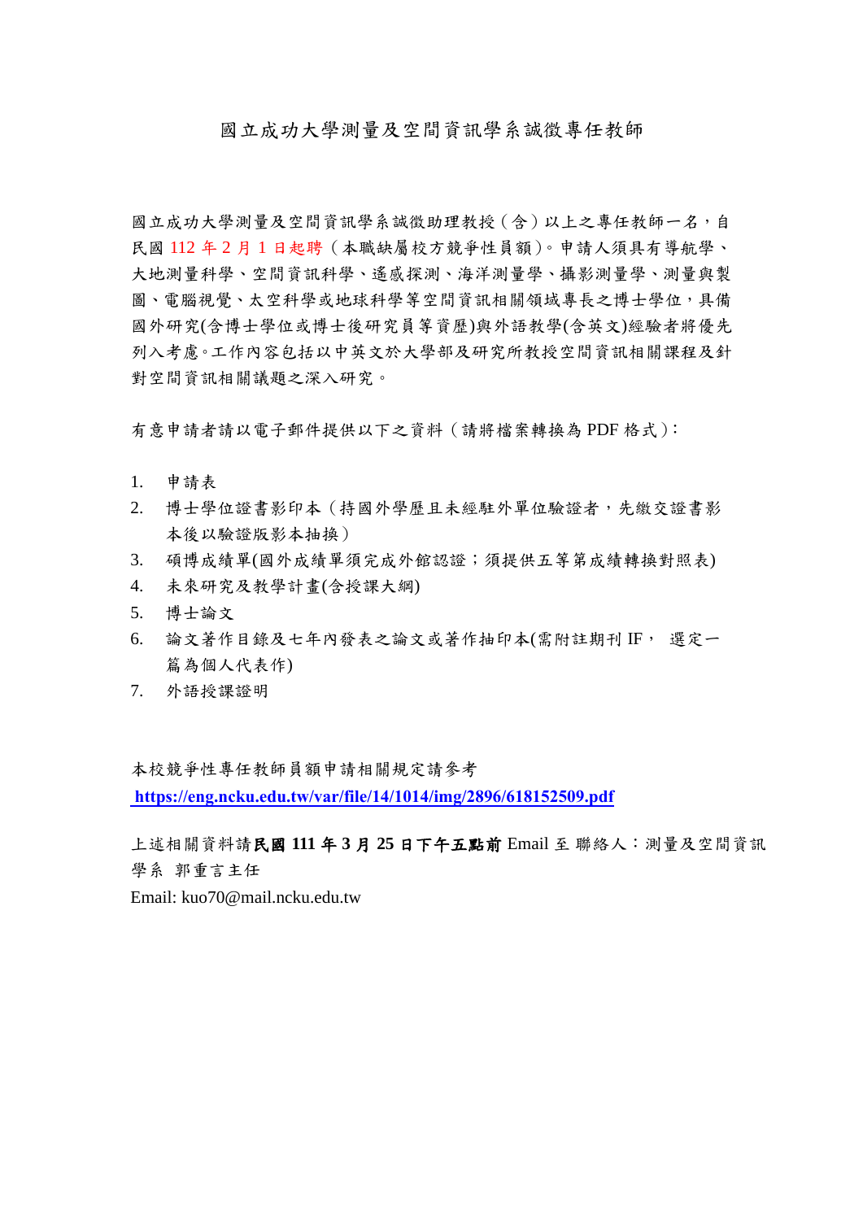# 國立成功大學測量及空間資訊學系誠徵專任教師

國立成功大學測量及空間資訊學系誠徵助理教授（含）以上之專任教師一名，自民國 112 年 2 月 1 日起聘（本職缺屬校方競爭性員額）。申請人須具有導航學、大地測量科學、空間資訊科學、遙感探測、海洋測量學、攝影測量學、測量與製圖、電腦視覺、太空科學或地球科學等空間資訊相關領域專長之博士學位，具備國外研究(含博士學位或博士後研究員等資歷)與外語教學(含英文)經驗者將優先列入考慮。工作內容包括以中英文於大學部及研究所教授空間資訊相關課程及針對空間資訊相關議題之深入研究。

有意申請者請以電子郵件提供以下之資料（請將檔案轉換為 PDF 格式）：

1. 申請表
2. 博士學位證書影印本（持國外學歷且未經駐外單位驗證者，先繳交證書影本後以驗證版影本抽換）
3. 碩博成績單(國外成績單須完成外館認證；須提供五等第成績轉換對照表)
4. 未來研究及教學計畫(含授課大綱)
5. 博士論文
6. 論文著作目錄及七年內發表之論文或著作抽印本(需附註期刊 IF， 選定一篇為個人代表作)
7. 外語授課證明

本校競爭性專任教師員額申請相關規定請參考
**https://eng.ncku.edu.tw/var/file/14/1014/img/2896/618152509.pdf**

上述相關資料請**民國 111 年 3 月 25 日下午五點前** Email 至 聯絡人：測量及空間資訊學系 郭重言主任

Email: kuo70@mail.ncku.edu.tw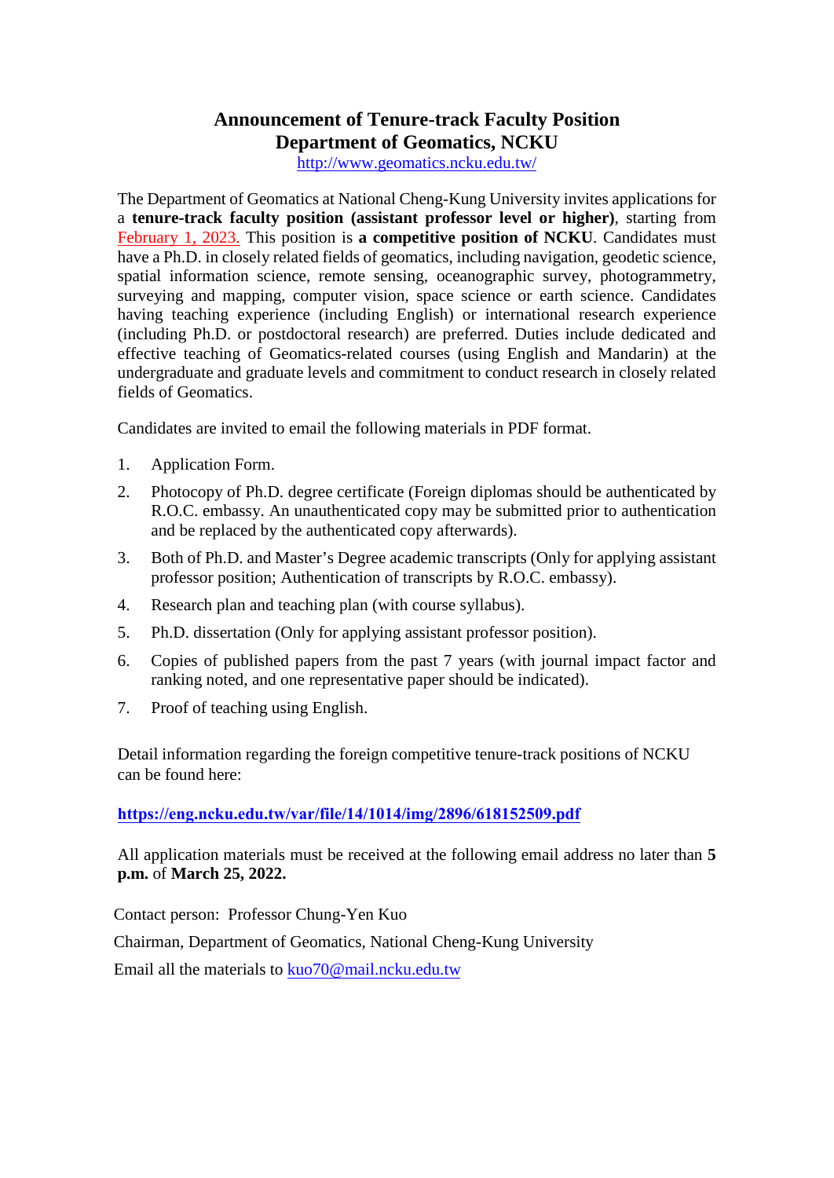# Announcement of Tenure-track Faculty Position
# Department of Geomatics, NCKU

http://www.geomatics.ncku.edu.tw/

The Department of Geomatics at National Cheng-Kung University invites applications for a **tenure-track faculty position (assistant professor level or higher)**, starting from February 1, 2023. This position is **a competitive position of NCKU**. Candidates must have a Ph.D. in closely related fields of geomatics, including navigation, geodetic science, spatial information science, remote sensing, oceanographic survey, photogrammetry, surveying and mapping, computer vision, space science or earth science. Candidates having teaching experience (including English) or international research experience (including Ph.D. or postdoctoral research) are preferred. Duties include dedicated and effective teaching of Geomatics-related courses (using English and Mandarin) at the undergraduate and graduate levels and commitment to conduct research in closely related fields of Geomatics.

Candidates are invited to email the following materials in PDF format.

1. Application Form.
2. Photocopy of Ph.D. degree certificate (Foreign diplomas should be authenticated by R.O.C. embassy. An unauthenticated copy may be submitted prior to authentication and be replaced by the authenticated copy afterwards).
3. Both of Ph.D. and Master's Degree academic transcripts (Only for applying assistant professor position; Authentication of transcripts by R.O.C. embassy).
4. Research plan and teaching plan (with course syllabus).
5. Ph.D. dissertation (Only for applying assistant professor position).
6. Copies of published papers from the past 7 years (with journal impact factor and ranking noted, and one representative paper should be indicated).
7. Proof of teaching using English.

Detail information regarding the foreign competitive tenure-track positions of NCKU can be found here:

**https://eng.ncku.edu.tw/var/file/14/1014/img/2896/618152509.pdf**

All application materials must be received at the following email address no later than **5 p.m.** of **March 25, 2022.**

Contact person: Professor Chung-Yen Kuo

Chairman, Department of Geomatics, National Cheng-Kung University

Email all the materials to kuo70@mail.ncku.edu.tw